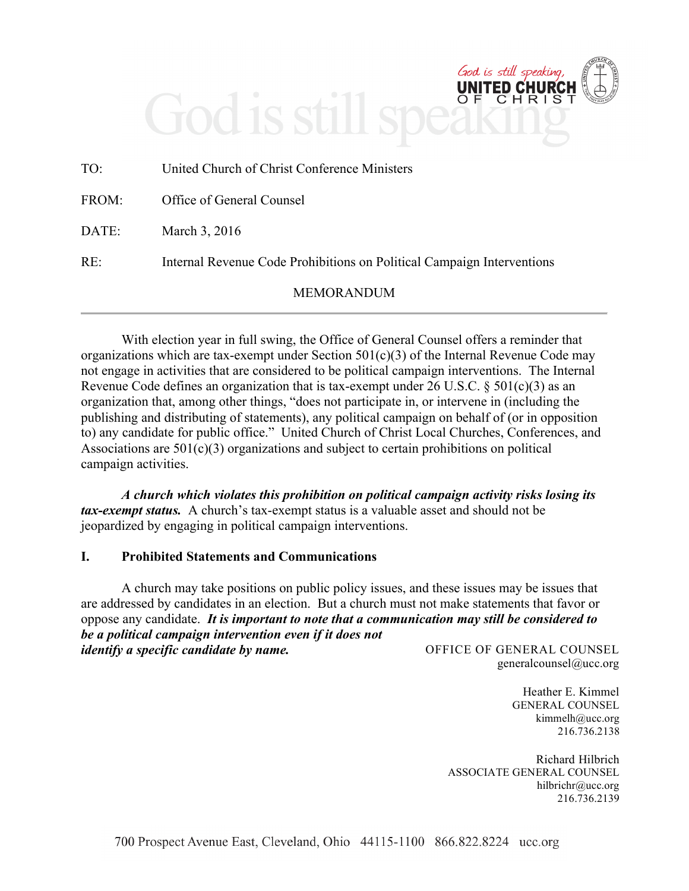TO: United Church of Christ Conference Ministers

FROM: Office of General Counsel

DATE: March 3, 2016

RE: Internal Revenue Code Prohibitions on Political Campaign Interventions

MEMORANDUM

With election year in full swing, the Office of General Counsel offers a reminder that organizations which are tax-exempt under Section 501(c)(3) of the Internal Revenue Code may not engage in activities that are considered to be political campaign interventions. The Internal Revenue Code defines an organization that is tax-exempt under 26 U.S.C. § 501(c)(3) as an organization that, among other things, "does not participate in, or intervene in (including the publishing and distributing of statements), any political campaign on behalf of (or in opposition to) any candidate for public office." United Church of Christ Local Churches, Conferences, and Associations are 501(c)(3) organizations and subject to certain prohibitions on political campaign activities.

***A church which violates this prohibition on political campaign activity risks losing its tax-exempt status.*** A church's tax-exempt status is a valuable asset and should not be jeopardized by engaging in political campaign interventions.

## I. Prohibited Statements and Communications

A church may take positions on public policy issues, and these issues may be issues that are addressed by candidates in an election. But a church must not make statements that favor or oppose any candidate. ***It is important to note that a communication may still be considered to be a political campaign intervention even if it does not identify a specific candidate by name.***

OFFICE OF GENERAL COUNSEL
generalcounsel@ucc.org

Heather E. Kimmel
GENERAL COUNSEL
kimmelh@ucc.org
216.736.2138

Richard Hilbrich
ASSOCIATE GENERAL COUNSEL
hilbrichr@ucc.org
216.736.2139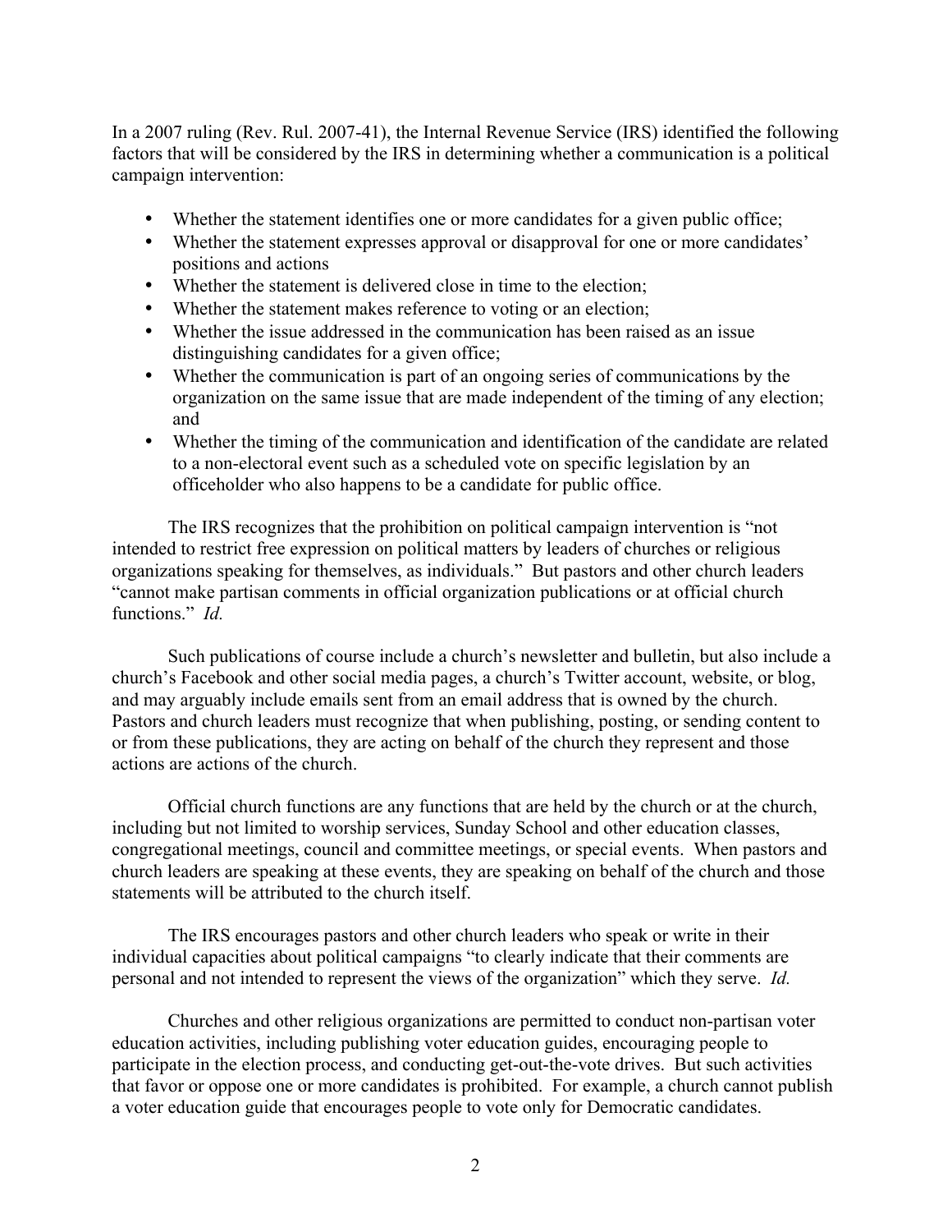In a 2007 ruling (Rev. Rul. 2007-41), the Internal Revenue Service (IRS) identified the following factors that will be considered by the IRS in determining whether a communication is a political campaign intervention:

- Whether the statement identifies one or more candidates for a given public office;
- Whether the statement expresses approval or disapproval for one or more candidates' positions and actions
- Whether the statement is delivered close in time to the election;
- Whether the statement makes reference to voting or an election;
- Whether the issue addressed in the communication has been raised as an issue distinguishing candidates for a given office;
- Whether the communication is part of an ongoing series of communications by the organization on the same issue that are made independent of the timing of any election; and
- Whether the timing of the communication and identification of the candidate are related to a non-electoral event such as a scheduled vote on specific legislation by an officeholder who also happens to be a candidate for public office.

The IRS recognizes that the prohibition on political campaign intervention is "not intended to restrict free expression on political matters by leaders of churches or religious organizations speaking for themselves, as individuals." But pastors and other church leaders "cannot make partisan comments in official organization publications or at official church functions." *Id.*

Such publications of course include a church's newsletter and bulletin, but also include a church's Facebook and other social media pages, a church's Twitter account, website, or blog, and may arguably include emails sent from an email address that is owned by the church. Pastors and church leaders must recognize that when publishing, posting, or sending content to or from these publications, they are acting on behalf of the church they represent and those actions are actions of the church.

Official church functions are any functions that are held by the church or at the church, including but not limited to worship services, Sunday School and other education classes, congregational meetings, council and committee meetings, or special events. When pastors and church leaders are speaking at these events, they are speaking on behalf of the church and those statements will be attributed to the church itself.

The IRS encourages pastors and other church leaders who speak or write in their individual capacities about political campaigns "to clearly indicate that their comments are personal and not intended to represent the views of the organization" which they serve. *Id.*

Churches and other religious organizations are permitted to conduct non-partisan voter education activities, including publishing voter education guides, encouraging people to participate in the election process, and conducting get-out-the-vote drives. But such activities that favor or oppose one or more candidates is prohibited. For example, a church cannot publish a voter education guide that encourages people to vote only for Democratic candidates.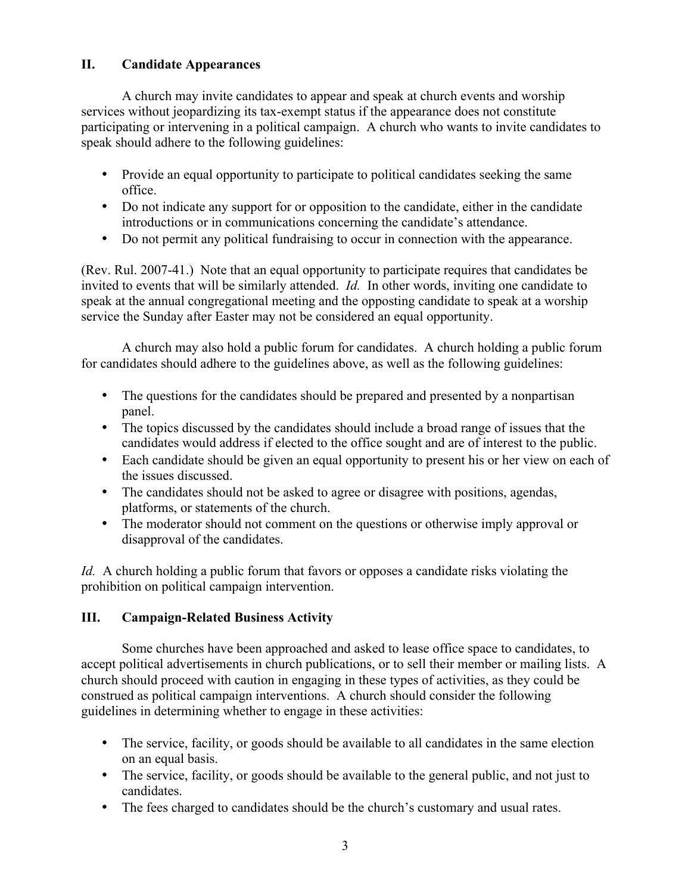## II. Candidate Appearances

A church may invite candidates to appear and speak at church events and worship services without jeopardizing its tax-exempt status if the appearance does not constitute participating or intervening in a political campaign. A church who wants to invite candidates to speak should adhere to the following guidelines:

- Provide an equal opportunity to participate to political candidates seeking the same office.
- Do not indicate any support for or opposition to the candidate, either in the candidate introductions or in communications concerning the candidate's attendance.
- Do not permit any political fundraising to occur in connection with the appearance.

(Rev. Rul. 2007-41.) Note that an equal opportunity to participate requires that candidates be invited to events that will be similarly attended. *Id.* In other words, inviting one candidate to speak at the annual congregational meeting and the opposting candidate to speak at a worship service the Sunday after Easter may not be considered an equal opportunity.

A church may also hold a public forum for candidates. A church holding a public forum for candidates should adhere to the guidelines above, as well as the following guidelines:

- The questions for the candidates should be prepared and presented by a nonpartisan panel.
- The topics discussed by the candidates should include a broad range of issues that the candidates would address if elected to the office sought and are of interest to the public.
- Each candidate should be given an equal opportunity to present his or her view on each of the issues discussed.
- The candidates should not be asked to agree or disagree with positions, agendas, platforms, or statements of the church.
- The moderator should not comment on the questions or otherwise imply approval or disapproval of the candidates.

*Id.* A church holding a public forum that favors or opposes a candidate risks violating the prohibition on political campaign intervention.

## III. Campaign-Related Business Activity

Some churches have been approached and asked to lease office space to candidates, to accept political advertisements in church publications, or to sell their member or mailing lists. A church should proceed with caution in engaging in these types of activities, as they could be construed as political campaign interventions. A church should consider the following guidelines in determining whether to engage in these activities:

- The service, facility, or goods should be available to all candidates in the same election on an equal basis.
- The service, facility, or goods should be available to the general public, and not just to candidates.
- The fees charged to candidates should be the church's customary and usual rates.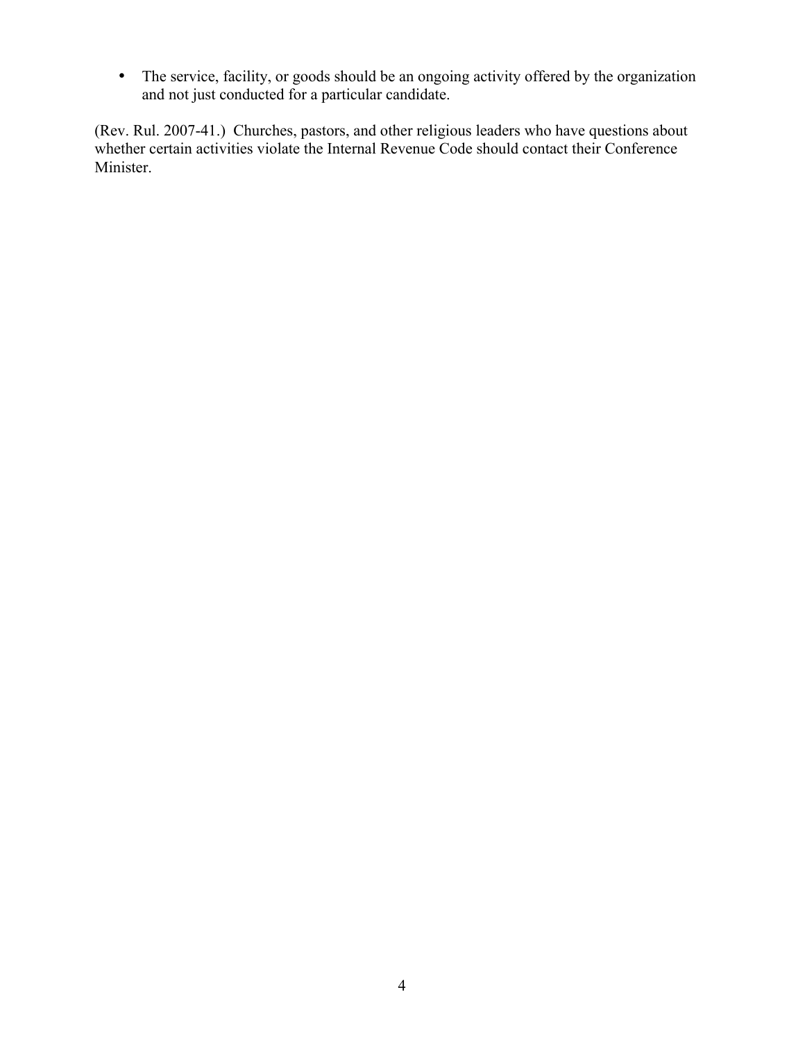- The service, facility, or goods should be an ongoing activity offered by the organization and not just conducted for a particular candidate.

(Rev. Rul. 2007-41.) Churches, pastors, and other religious leaders who have questions about whether certain activities violate the Internal Revenue Code should contact their Conference Minister.